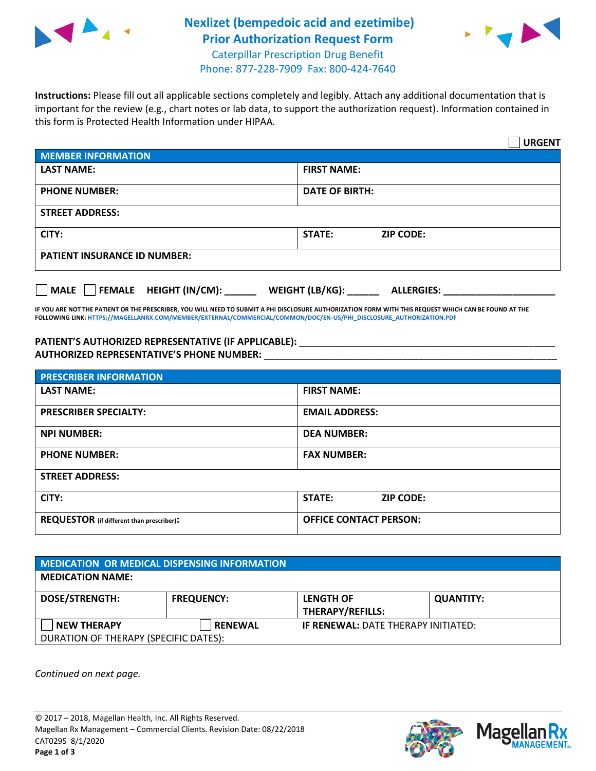# Nexlizet (bempedoic acid and ezetimibe) Prior Authorization Request Form

Caterpillar Prescription Drug Benefit
Phone: 877-228-7909 Fax: 800-424-7640

**Instructions:** Please fill out all applicable sections completely and legibly. Attach any additional documentation that is important for the review (e.g., chart notes or lab data, to support the authorization request). Information contained in this form is Protected Health Information under HIPAA.

☐ **URGENT**

| MEMBER INFORMATION | |
|---|---|
| **LAST NAME:** | **FIRST NAME:** |
| **PHONE NUMBER:** | **DATE OF BIRTH:** |
| **STREET ADDRESS:** | |
| **CITY:** | **STATE:** **ZIP CODE:** |
| **PATIENT INSURANCE ID NUMBER:** | |

☐ **MALE** ☐ **FEMALE** **HEIGHT (IN/CM):** ______ **WEIGHT (LB/KG):** ______ **ALLERGIES:** ____________________

**IF YOU ARE NOT THE PATIENT OR THE PRESCRIBER, YOU WILL NEED TO SUBMIT A PHI DISCLOSURE AUTHORIZATION FORM WITH THIS REQUEST WHICH CAN BE FOUND AT THE FOLLOWING LINK: HTTPS://MAGELLANRX.COM/MEMBER/EXTERNAL/COMMERCIAL/COMMON/DOC/EN-US/PHI_DISCLOSURE_AUTHORIZATION.PDF**

**PATIENT'S AUTHORIZED REPRESENTATIVE (IF APPLICABLE):** ____________________________________________
**AUTHORIZED REPRESENTATIVE'S PHONE NUMBER:** ____________________________________________

| PRESCRIBER INFORMATION | |
|---|---|
| **LAST NAME:** | **FIRST NAME:** |
| **PRESCRIBER SPECIALTY:** | **EMAIL ADDRESS:** |
| **NPI NUMBER:** | **DEA NUMBER:** |
| **PHONE NUMBER:** | **FAX NUMBER:** |
| **STREET ADDRESS:** | |
| **CITY:** | **STATE:** **ZIP CODE:** |
| **REQUESTOR** (if different than prescriber)**:** | **OFFICE CONTACT PERSON:** |

| MEDICATION OR MEDICAL DISPENSING INFORMATION | | | |
|---|---|---|---|
| **MEDICATION NAME:** | | | |
| **DOSE/STRENGTH:** | **FREQUENCY:** | **LENGTH OF THERAPY/REFILLS:** | **QUANTITY:** |
| ☐ **NEW THERAPY** | ☐ **RENEWAL** | **IF RENEWAL:** DATE THERAPY INITIATED: | |
| DURATION OF THERAPY (SPECIFIC DATES): | | | |

*Continued on next page.*

© 2017 – 2018, Magellan Health, Inc. All Rights Reserved.
Magellan Rx Management – Commercial Clients. Revision Date: 08/22/2018
CAT0295 8/1/2020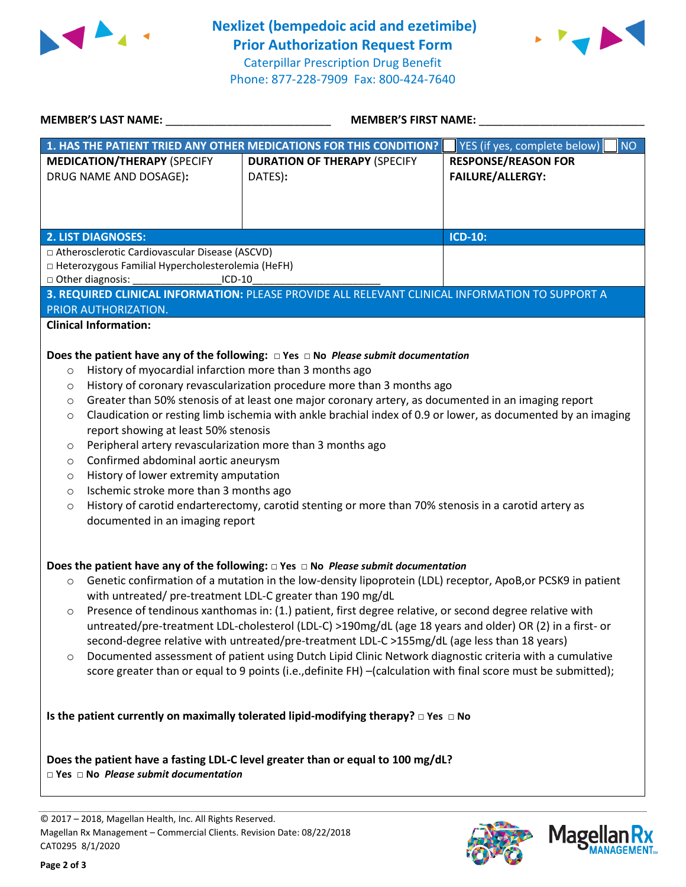# Nexlizet (bempedoic acid and ezetimibe) Prior Authorization Request Form

Caterpillar Prescription Drug Benefit
Phone: 877-228-7909 Fax: 800-424-7640

**MEMBER'S LAST NAME:** ___________________________ **MEMBER'S FIRST NAME:** ___________________________

| **1. HAS THE PATIENT TRIED ANY OTHER MEDICATIONS FOR THIS CONDITION?** | | ☐ YES (if yes, complete below) ☐ NO |
|---|---|---|
| **MEDICATION/THERAPY** (SPECIFY DRUG NAME AND DOSAGE): | **DURATION OF THERAPY** (SPECIFY DATES): | **RESPONSE/REASON FOR FAILURE/ALLERGY:** |
| | | |

| **2. LIST DIAGNOSES:** | **ICD-10:** |
|---|---|
| □ Atherosclerotic Cardiovascular Disease (ASCVD)<br>□ Heterozygous Familial Hypercholesterolemia (HeFH)<br>□ Other diagnosis: _______________ICD-10______________________ | |

**3. REQUIRED CLINICAL INFORMATION:** PLEASE PROVIDE ALL RELEVANT CLINICAL INFORMATION TO SUPPORT A PRIOR AUTHORIZATION.

**Clinical Information:**

**Does the patient have any of the following:** □ **Yes** □ **No** ***Please submit documentation***

- History of myocardial infarction more than 3 months ago
- History of coronary revascularization procedure more than 3 months ago
- Greater than 50% stenosis of at least one major coronary artery, as documented in an imaging report
- Claudication or resting limb ischemia with ankle brachial index of 0.9 or lower, as documented by an imaging report showing at least 50% stenosis
- Peripheral artery revascularization more than 3 months ago
- Confirmed abdominal aortic aneurysm
- History of lower extremity amputation
- Ischemic stroke more than 3 months ago
- History of carotid endarterectomy, carotid stenting or more than 70% stenosis in a carotid artery as documented in an imaging report

**Does the patient have any of the following:** □ **Yes** □ **No** ***Please submit documentation***

- Genetic confirmation of a mutation in the low-density lipoprotein (LDL) receptor, ApoB,or PCSK9 in patient with untreated/ pre-treatment LDL-C greater than 190 mg/dL
- Presence of tendinous xanthomas in: (1.) patient, first degree relative, or second degree relative with untreated/pre-treatment LDL-cholesterol (LDL-C) >190mg/dL (age 18 years and older) OR (2) in a first- or second-degree relative with untreated/pre-treatment LDL-C >155mg/dL (age less than 18 years)
- Documented assessment of patient using Dutch Lipid Clinic Network diagnostic criteria with a cumulative score greater than or equal to 9 points (i.e.,definite FH) –(calculation with final score must be submitted);

**Is the patient currently on maximally tolerated lipid-modifying therapy?** □ **Yes** □ **No**

**Does the patient have a fasting LDL-C level greater than or equal to 100 mg/dL?**
□ **Yes** □ **No** ***Please submit documentation***

© 2017 – 2018, Magellan Health, Inc. All Rights Reserved.
Magellan Rx Management – Commercial Clients. Revision Date: 08/22/2018
CAT0295 8/1/2020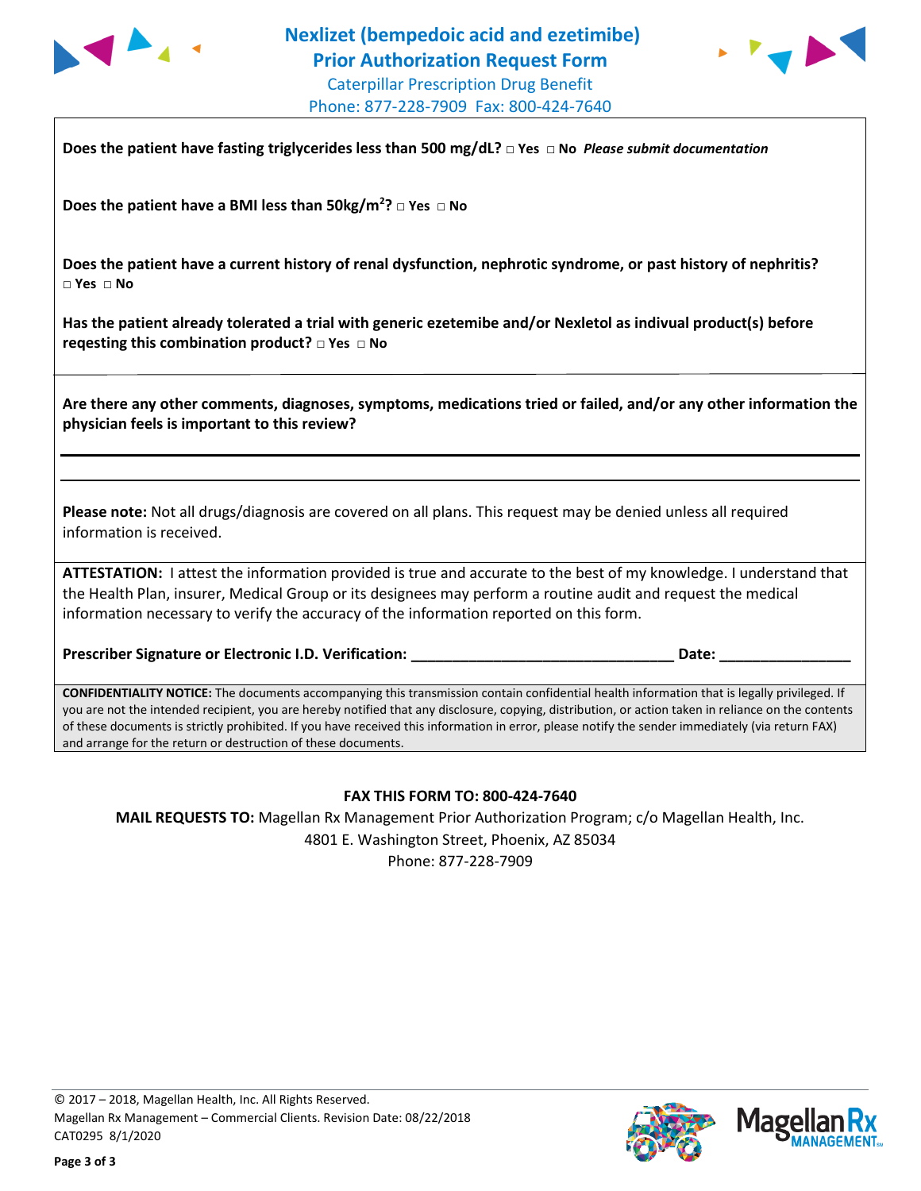# Nexlizet (bempedoic acid and ezetimibe) Prior Authorization Request Form

Caterpillar Prescription Drug Benefit

Phone: 877-228-7909 Fax: 800-424-7640

**Does the patient have fasting triglycerides less than 500 mg/dL?** □ **Yes** □ **No** ***Please submit documentation***

**Does the patient have a BMI less than 50kg/m$^2$?** □ **Yes** □ **No**

**Does the patient have a current history of renal dysfunction, nephrotic syndrome, or past history of nephritis?** □ **Yes** □ **No**

**Has the patient already tolerated a trial with generic ezetemibe and/or Nexletol as indivual product(s) before reqesting this combination product?** □ **Yes** □ **No**

**Are there any other comments, diagnoses, symptoms, medications tried or failed, and/or any other information the physician feels is important to this review?**

______________________________________________________________________

______________________________________________________________________

**Please note:** Not all drugs/diagnosis are covered on all plans. This request may be denied unless all required information is received.

**ATTESTATION:** I attest the information provided is true and accurate to the best of my knowledge. I understand that the Health Plan, insurer, Medical Group or its designees may perform a routine audit and request the medical information necessary to verify the accuracy of the information reported on this form.

**Prescriber Signature or Electronic I.D. Verification:** _______________________________ **Date:** _______________

**CONFIDENTIALITY NOTICE:** The documents accompanying this transmission contain confidential health information that is legally privileged. If you are not the intended recipient, you are hereby notified that any disclosure, copying, distribution, or action taken in reliance on the contents of these documents is strictly prohibited. If you have received this information in error, please notify the sender immediately (via return FAX) and arrange for the return or destruction of these documents.

**FAX THIS FORM TO: 800-424-7640**

**MAIL REQUESTS TO:** Magellan Rx Management Prior Authorization Program; c/o Magellan Health, Inc.
4801 E. Washington Street, Phoenix, AZ 85034
Phone: 877-228-7909

© 2017 – 2018, Magellan Health, Inc. All Rights Reserved.
Magellan Rx Management – Commercial Clients. Revision Date: 08/22/2018
CAT0295 8/1/2020